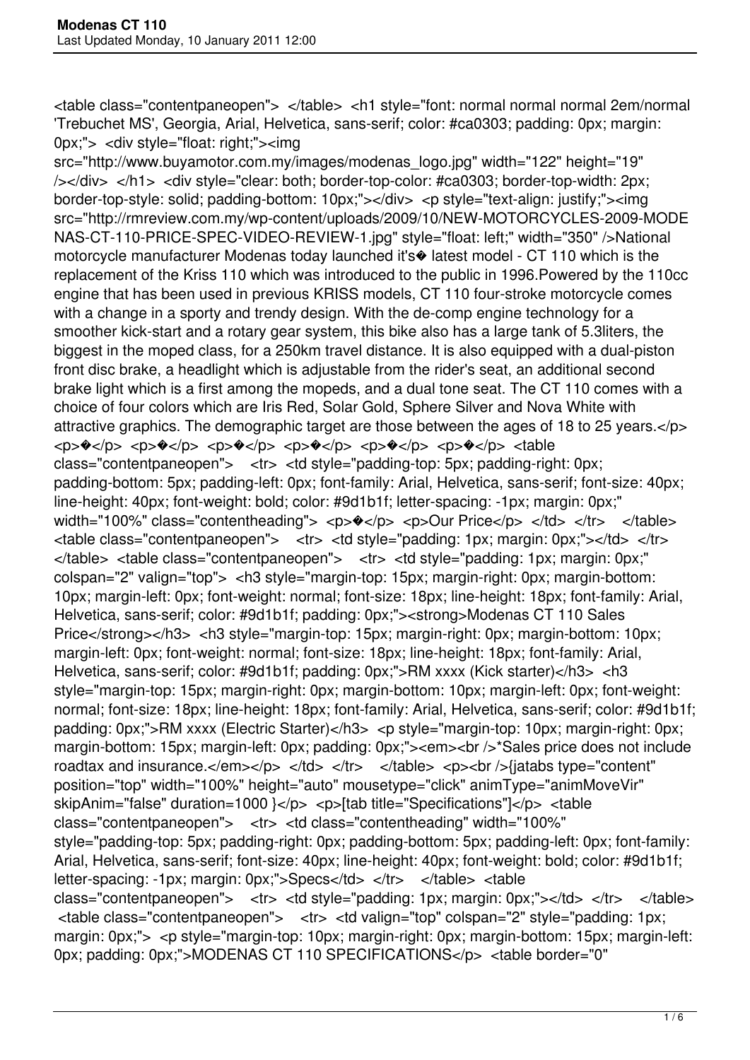<table class="contentpaneopen"> </table> <h1 style="font: normal normal normal 2em/normal 'Trebuchet MS', Georgia, Arial, Helvetica, sans-serif; color: #ca0303; padding: 0px; margin: 0px;"> <div style="float: right;"><img src="http://www.buyamotor.com.my/images/modenas_logo.jpg" width="122" height="19" /></div> </h1> <div style="clear: both; border-top-color: #ca0303; border-top-width: 2px; border-top-style: solid; padding-bottom: 10px;"></div> <p style="text-align: justify;"><img src="http://rmreview.com.my/wp-content/uploads/2009/10/NEW-MOTORCYCLES-2009-MODENAS-CT-110-PRICE-SPEC-VIDEO-REVIEW-1.jpg" style="float: left;" width="350" />National motorcycle manufacturer Modenas today launched it's� latest model - CT 110 which is the replacement of the Kriss 110 which was introduced to the public in 1996.Powered by the 110cc engine that has been used in previous KRISS models, CT 110 four-stroke motorcycle comes with a change in a sporty and trendy design. With the de-comp engine technology for a smoother kick-start and a rotary gear system, this bike also has a large tank of 5.3liters, the biggest in the moped class, for a 250km travel distance. It is also equipped with a dual-piston front disc brake, a headlight which is adjustable from the rider's seat, an additional second brake light which is a first among the mopeds, and a dual tone seat. The CT 110 comes with a choice of four colors which are Iris Red, Solar Gold, Sphere Silver and Nova White with attractive graphics. The demographic target are those between the ages of 18 to 25 years.</p> <p>�</p> <p>�</p> <p>�</p> <p>�</p> <p>�</p> <p>�</p> <table class="contentpaneopen"> <tr> <td style="padding-top: 5px; padding-right: 0px; padding-bottom: 5px; padding-left: 0px; font-family: Arial, Helvetica, sans-serif; font-size: 40px; line-height: 40px; font-weight: bold; color: #9d1b1f; letter-spacing: -1px; margin: 0px;" width="100%" class="contentheading"> <p>�</p> <p>Our Price</p> </td> </tr> </table> <table class="contentpaneopen"> <tr> <td style="padding: 1px; margin: 0px;"></td> </tr> </table> <table class="contentpaneopen"> <tr> <td style="padding: 1px; margin: 0px;" colspan="2" valign="top"> <h3 style="margin-top: 15px; margin-right: 0px; margin-bottom: 10px; margin-left: 0px; font-weight: normal; font-size: 18px; line-height: 18px; font-family: Arial, Helvetica, sans-serif; color: #9d1b1f; padding: 0px;"><strong>Modenas CT 110 Sales Price</strong></h3> <h3 style="margin-top: 15px; margin-right: 0px; margin-bottom: 10px; margin-left: 0px; font-weight: normal; font-size: 18px; line-height: 18px; font-family: Arial, Helvetica, sans-serif; color: #9d1b1f; padding: 0px;">RM xxxx (Kick starter)</h3> <h3 style="margin-top: 15px; margin-right: 0px; margin-bottom: 10px; margin-left: 0px; font-weight: normal; font-size: 18px; line-height: 18px; font-family: Arial, Helvetica, sans-serif; color: #9d1b1f; padding: 0px;">RM xxxx (Electric Starter)</h3> <p style="margin-top: 10px; margin-right: 0px; margin-bottom: 15px; margin-left: 0px; padding: 0px;"><em><br />*Sales price does not include roadtax and insurance.</em></p> </td> </tr> </table> <p><br />{jatabs type="content" position="top" width="100%" height="auto" mousetype="click" animType="animMoveVir" skipAnim="false" duration=1000 }</p> <p>[tab title="Specifications"]</p> <table class="contentpaneopen"> <tr> <td class="contentheading" width="100%" style="padding-top: 5px; padding-right: 0px; padding-bottom: 5px; padding-left: 0px; font-family: Arial, Helvetica, sans-serif; font-size: 40px; line-height: 40px; font-weight: bold; color: #9d1b1f; letter-spacing: -1px; margin: 0px;">Specs</td> </tr> </table> <table class="contentpaneopen"> <tr> <td style="padding: 1px; margin: 0px;"></td> </tr> </table> <table class="contentpaneopen"> <tr> <td valign="top" colspan="2" style="padding: 1px; margin: 0px;"> <p style="margin-top: 10px; margin-right: 0px; margin-bottom: 15px; margin-left: 0px; padding: 0px;">MODENAS CT 110 SPECIFICATIONS</p> <table border="0"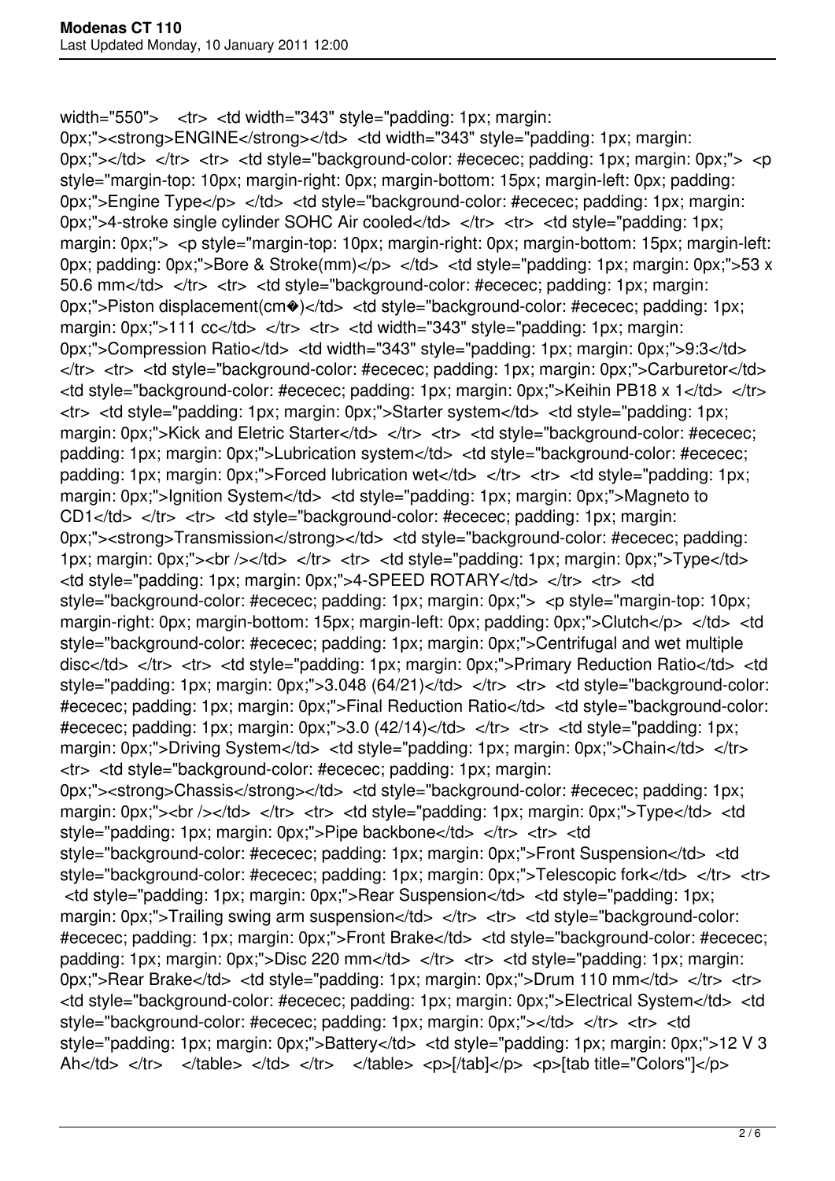width="550"> <tr> <td width="343" style="padding: 1px; margin: 0px;"><strong>ENGINE</strong></td> <td width="343" style="padding: 1px; margin: 0px;"></td> </tr> <tr> <td style="background-color: #ececec; padding: 1px; margin: 0px;"> <p style="margin-top: 10px; margin-right: 0px; margin-bottom: 15px; margin-left: 0px; padding: 0px;">Engine Type</p> </td> <td style="background-color: #ececec; padding: 1px; margin: 0px;">4-stroke single cylinder SOHC Air cooled</td> </tr> <tr> <td style="padding: 1px; margin: 0px;"> <p style="margin-top: 10px; margin-right: 0px; margin-bottom: 15px; margin-left: 0px; padding: 0px;">Bore & Stroke(mm)</p> </td> <td style="padding: 1px; margin: 0px;">53 x 50.6 mm</td> </tr> <tr> <td style="background-color: #ececec; padding: 1px; margin: 0px;">Piston displacement(cm�)</td> <td style="background-color: #ececec; padding: 1px; margin: 0px;">111 cc</td> </tr> <tr> <td width="343" style="padding: 1px; margin: 0px;">Compression Ratio</td> <td width="343" style="padding: 1px; margin: 0px;">9:3</td> </tr> <tr> <td style="background-color: #ececec; padding: 1px; margin: 0px;">Carburetor</td> <td style="background-color: #ececec; padding: 1px; margin: 0px;">Keihin PB18 x 1</td> </tr> <tr> <td style="padding: 1px; margin: 0px;">Starter system</td> <td style="padding: 1px; margin: 0px;">Kick and Eletric Starter</td> </tr> <tr> <td style="background-color: #ececec; padding: 1px; margin: 0px;">Lubrication system</td> <td style="background-color: #ececec; padding: 1px; margin: 0px;">Forced lubrication wet</td> </tr> <tr> <td style="padding: 1px; margin: 0px;">Ignition System</td> <td style="padding: 1px; margin: 0px;">Magneto to CD1</td> </tr> <tr> <td style="background-color: #ececec; padding: 1px; margin: 0px;"><strong>Transmission</strong></td> <td style="background-color: #ececec; padding: 1px; margin: 0px;"><br /></td> </tr> <tr> <td style="padding: 1px; margin: 0px;">Type</td> <td style="padding: 1px; margin: 0px;">4-SPEED ROTARY</td> </tr> <tr> <td style="background-color: #ececec; padding: 1px; margin: 0px;"> <p style="margin-top: 10px; margin-right: 0px; margin-bottom: 15px; margin-left: 0px; padding: 0px;">Clutch</p> </td> <td style="background-color: #ececec; padding: 1px; margin: 0px;">Centrifugal and wet multiple disc</td> </tr> <tr> <td style="padding: 1px; margin: 0px;">Primary Reduction Ratio</td> <td style="padding: 1px; margin: 0px;">3.048 (64/21)</td> </tr> <tr> <td style="background-color: #ececec; padding: 1px; margin: 0px;">Final Reduction Ratio</td> <td style="background-color: #ececec; padding: 1px; margin: 0px;">3.0 (42/14)</td> </tr> <tr> <td style="padding: 1px; margin: 0px;">Driving System</td> <td style="padding: 1px; margin: 0px;">Chain</td> </tr> <tr> <td style="background-color: #ececec; padding: 1px; margin: 0px;"><strong>Chassis</strong></td> <td style="background-color: #ececec; padding: 1px; margin: 0px;"><br /></td> </tr> <tr> <td style="padding: 1px; margin: 0px;">Type</td> <td style="padding: 1px; margin: 0px;">Pipe backbone</td> </tr> <tr> <td style="background-color: #ececec; padding: 1px; margin: 0px;">Front Suspension</td> <td style="background-color: #ececec; padding: 1px; margin: 0px;">Telescopic fork</td> </tr> <tr> <td style="padding: 1px; margin: 0px;">Rear Suspension</td> <td style="padding: 1px; margin: 0px;">Trailing swing arm suspension</td> </tr> <tr> <td style="background-color: #ececec; padding: 1px; margin: 0px;">Front Brake</td> <td style="background-color: #ececec; padding: 1px; margin: 0px;">Disc 220 mm</td> </tr> <tr> <td style="padding: 1px; margin: 0px;">Rear Brake</td> <td style="padding: 1px; margin: 0px;">Drum 110 mm</td> </tr> <tr> <td style="background-color: #ececec; padding: 1px; margin: 0px;">Electrical System</td> <td style="background-color: #ececec; padding: 1px; margin: 0px;"></td> </tr> <tr> <td style="padding: 1px; margin: 0px;">Battery</td> <td style="padding: 1px; margin: 0px;">12 V 3 Ah</td> </tr> </table> </td> </tr> </table> <p>[/tab]</p> <p>[tab title="Colors"]</p>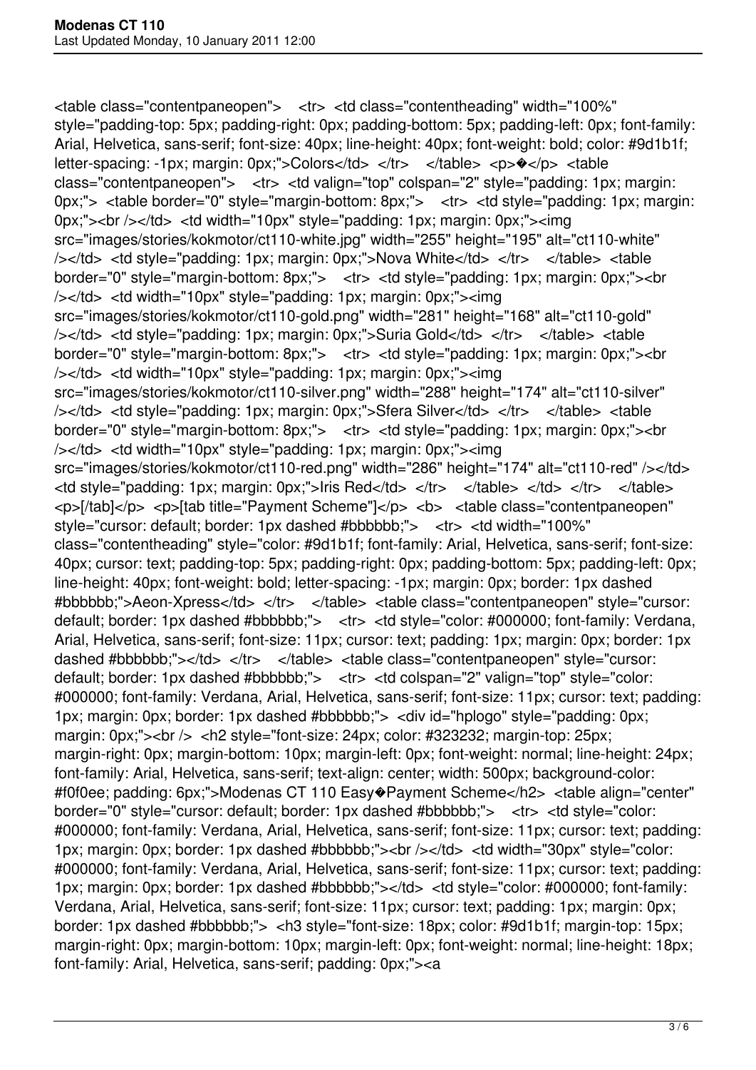<table class="contentpaneopen">   <tr>  <td class="contentheading" width="100%" style="padding-top: 5px; padding-right: 0px; padding-bottom: 5px; padding-left: 0px; font-family: Arial, Helvetica, sans-serif; font-size: 40px; line-height: 40px; font-weight: bold; color: #9d1b1f; letter-spacing: -1px; margin: 0px;">Colors</td>  </tr>    </table>  <p>�</p>  <table class="contentpaneopen">    <tr>  <td valign="top" colspan="2" style="padding: 1px; margin: 0px;">  <table border="0" style="margin-bottom: 8px;">    <tr>  <td style="padding: 1px; margin: 0px;"><br /></td>  <td width="10px" style="padding: 1px; margin: 0px;"><img src="images/stories/kokmotor/ct110-white.jpg" width="255" height="195" alt="ct110-white" /></td>  <td style="padding: 1px; margin: 0px;">Nova White</td>  </tr>    </table>  <table border="0" style="margin-bottom: 8px;">    <tr>  <td style="padding: 1px; margin: 0px;"><br /></td>  <td width="10px" style="padding: 1px; margin: 0px;"><img src="images/stories/kokmotor/ct110-gold.png" width="281" height="168" alt="ct110-gold" /></td>  <td style="padding: 1px; margin: 0px;">Suria Gold</td>  </tr>    </table>  <table border="0" style="margin-bottom: 8px;">    <tr>  <td style="padding: 1px; margin: 0px;"><br /></td>  <td width="10px" style="padding: 1px; margin: 0px;"><img src="images/stories/kokmotor/ct110-silver.png" width="288" height="174" alt="ct110-silver" /></td>  <td style="padding: 1px; margin: 0px;">Sfera Silver</td>  </tr>    </table>  <table border="0" style="margin-bottom: 8px;">    <tr>  <td style="padding: 1px; margin: 0px;"><br /></td>  <td width="10px" style="padding: 1px; margin: 0px;"><img src="images/stories/kokmotor/ct110-red.png" width="286" height="174" alt="ct110-red" /></td>  <td style="padding: 1px; margin: 0px;">Iris Red</td>  </tr>    </table>  </td>  </tr>    </table>  <p>[/tab]</p>  <p>[tab title="Payment Scheme"]</p>  <b>  <table class="contentpaneopen" style="cursor: default; border: 1px dashed #bbbbbb;">    <tr>  <td width="100%" class="contentheading" style="color: #9d1b1f; font-family: Arial, Helvetica, sans-serif; font-size: 40px; cursor: text; padding-top: 5px; padding-right: 0px; padding-bottom: 5px; padding-left: 0px; line-height: 40px; font-weight: bold; letter-spacing: -1px; margin: 0px; border: 1px dashed #bbbbbb;">Aeon-Xpress</td>  </tr>    </table>  <table class="contentpaneopen" style="cursor: default; border: 1px dashed #bbbbbb;">    <tr>  <td style="color: #000000; font-family: Verdana, Arial, Helvetica, sans-serif; font-size: 11px; cursor: text; padding: 1px; margin: 0px; border: 1px dashed #bbbbbb;"></td>  </tr>    </table>  <table class="contentpaneopen" style="cursor: default; border: 1px dashed #bbbbbb;">    <tr>  <td colspan="2" valign="top" style="color: #000000; font-family: Verdana, Arial, Helvetica, sans-serif; font-size: 11px; cursor: text; padding: 1px; margin: 0px; border: 1px dashed #bbbbbb;">  <div id="hplogo" style="padding: 0px; margin: 0px;"><br />  <h2 style="font-size: 24px; color: #323232; margin-top: 25px; margin-right: 0px; margin-bottom: 10px; margin-left: 0px; font-weight: normal; line-height: 24px; font-family: Arial, Helvetica, sans-serif; text-align: center; width: 500px; background-color: #f0f0ee; padding: 6px;">Modenas CT 110 Easy�Payment Scheme</h2>  <table align="center" border="0" style="cursor: default; border: 1px dashed #bbbbbb;">    <tr>  <td style="color: #000000; font-family: Verdana, Arial, Helvetica, sans-serif; font-size: 11px; cursor: text; padding: 1px; margin: 0px; border: 1px dashed #bbbbbb;"><br /></td>  <td width="30px" style="color: #000000; font-family: Verdana, Arial, Helvetica, sans-serif; font-size: 11px; cursor: text; padding: 1px; margin: 0px; border: 1px dashed #bbbbbb;"></td>  <td style="color: #000000; font-family: Verdana, Arial, Helvetica, sans-serif; font-size: 11px; cursor: text; padding: 1px; margin: 0px; border: 1px dashed #bbbbbb;">  <h3 style="font-size: 18px; color: #9d1b1f; margin-top: 15px; margin-right: 0px; margin-bottom: 10px; margin-left: 0px; font-weight: normal; line-height: 18px; font-family: Arial, Helvetica, sans-serif; padding: 0px;"><a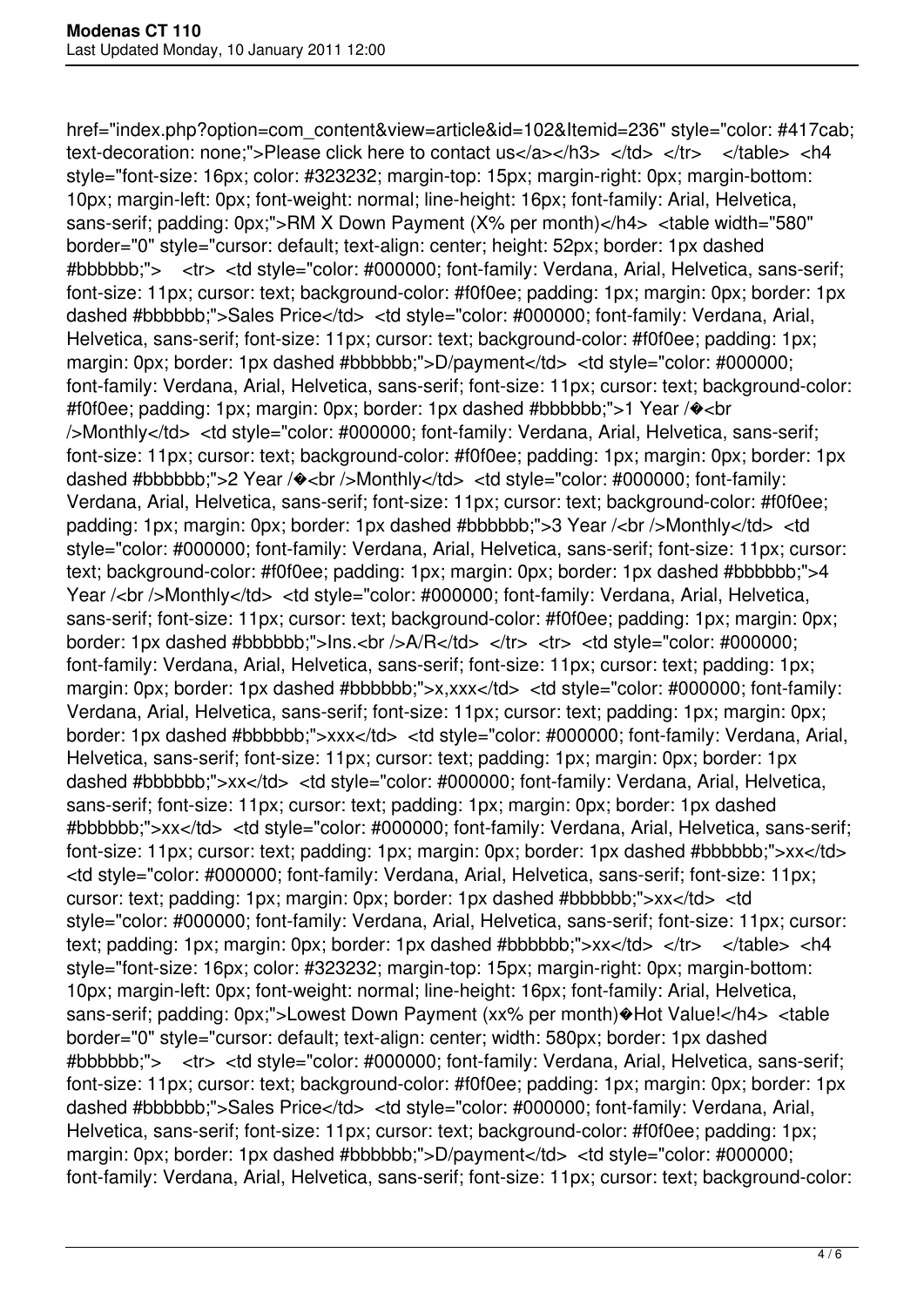href="index.php?option=com_content&view=article&id=102&Itemid=236" style="color: #417cab; text-decoration: none;">Please click here to contact us</a></h3> </td> </tr> </table> <h4 style="font-size: 16px; color: #323232; margin-top: 15px; margin-right: 0px; margin-bottom: 10px; margin-left: 0px; font-weight: normal; line-height: 16px; font-family: Arial, Helvetica, sans-serif; padding: 0px;">RM X Down Payment (X% per month)</h4> <table width="580" border="0" style="cursor: default; text-align: center; height: 52px; border: 1px dashed #bbbbbb;"> <tr> <td style="color: #000000; font-family: Verdana, Arial, Helvetica, sans-serif; font-size: 11px; cursor: text; background-color: #f0f0ee; padding: 1px; margin: 0px; border: 1px dashed #bbbbbb;">Sales Price</td> <td style="color: #000000; font-family: Verdana, Arial, Helvetica, sans-serif; font-size: 11px; cursor: text; background-color: #f0f0ee; padding: 1px; margin: 0px; border: 1px dashed #bbbbbb;">D/payment</td> <td style="color: #000000; font-family: Verdana, Arial, Helvetica, sans-serif; font-size: 11px; cursor: text; background-color: #f0f0ee; padding: 1px; margin: 0px; border: 1px dashed #bbbbbb;">1 Year /�<br />Monthly</td> <td style="color: #000000; font-family: Verdana, Arial, Helvetica, sans-serif; font-size: 11px; cursor: text; background-color: #f0f0ee; padding: 1px; margin: 0px; border: 1px dashed #bbbbbb;">2 Year /�<br />Monthly</td> <td style="color: #000000; font-family: Verdana, Arial, Helvetica, sans-serif; font-size: 11px; cursor: text; background-color: #f0f0ee; padding: 1px; margin: 0px; border: 1px dashed #bbbbbb;">3 Year /<br />Monthly</td> <td style="color: #000000; font-family: Verdana, Arial, Helvetica, sans-serif; font-size: 11px; cursor: text; background-color: #f0f0ee; padding: 1px; margin: 0px; border: 1px dashed #bbbbbb;">4 Year /<br />Monthly</td> <td style="color: #000000; font-family: Verdana, Arial, Helvetica, sans-serif; font-size: 11px; cursor: text; background-color: #f0f0ee; padding: 1px; margin: 0px; border: 1px dashed #bbbbbb;">Ins.<br />A/R</td> </tr> <tr> <td style="color: #000000; font-family: Verdana, Arial, Helvetica, sans-serif; font-size: 11px; cursor: text; padding: 1px; margin: 0px; border: 1px dashed #bbbbbb;">x,xxx</td> <td style="color: #000000; font-family: Verdana, Arial, Helvetica, sans-serif; font-size: 11px; cursor: text; padding: 1px; margin: 0px; border: 1px dashed #bbbbbb;">xxx</td> <td style="color: #000000; font-family: Verdana, Arial, Helvetica, sans-serif; font-size: 11px; cursor: text; padding: 1px; margin: 0px; border: 1px dashed #bbbbbb;">xx</td> <td style="color: #000000; font-family: Verdana, Arial, Helvetica, sans-serif; font-size: 11px; cursor: text; padding: 1px; margin: 0px; border: 1px dashed #bbbbbb;">xx</td> <td style="color: #000000; font-family: Verdana, Arial, Helvetica, sans-serif; font-size: 11px; cursor: text; padding: 1px; margin: 0px; border: 1px dashed #bbbbbb;">xx</td> <td style="color: #000000; font-family: Verdana, Arial, Helvetica, sans-serif; font-size: 11px; cursor: text; padding: 1px; margin: 0px; border: 1px dashed #bbbbbb;">xx</td> <td style="color: #000000; font-family: Verdana, Arial, Helvetica, sans-serif; font-size: 11px; cursor: text; padding: 1px; margin: 0px; border: 1px dashed #bbbbbb;">xx</td> </tr> </table> <h4 style="font-size: 16px; color: #323232; margin-top: 15px; margin-right: 0px; margin-bottom: 10px; margin-left: 0px; font-weight: normal; line-height: 16px; font-family: Arial, Helvetica, sans-serif; padding: 0px;">Lowest Down Payment (xx% per month)�Hot Value!</h4> <table border="0" style="cursor: default; text-align: center; width: 580px; border: 1px dashed #bbbbbb;"> <tr> <td style="color: #000000; font-family: Verdana, Arial, Helvetica, sans-serif; font-size: 11px; cursor: text; background-color: #f0f0ee; padding: 1px; margin: 0px; border: 1px dashed #bbbbbb;">Sales Price</td> <td style="color: #000000; font-family: Verdana, Arial, Helvetica, sans-serif; font-size: 11px; cursor: text; background-color: #f0f0ee; padding: 1px; margin: 0px; border: 1px dashed #bbbbbb;">D/payment</td> <td style="color: #000000; font-family: Verdana, Arial, Helvetica, sans-serif; font-size: 11px; cursor: text; background-color: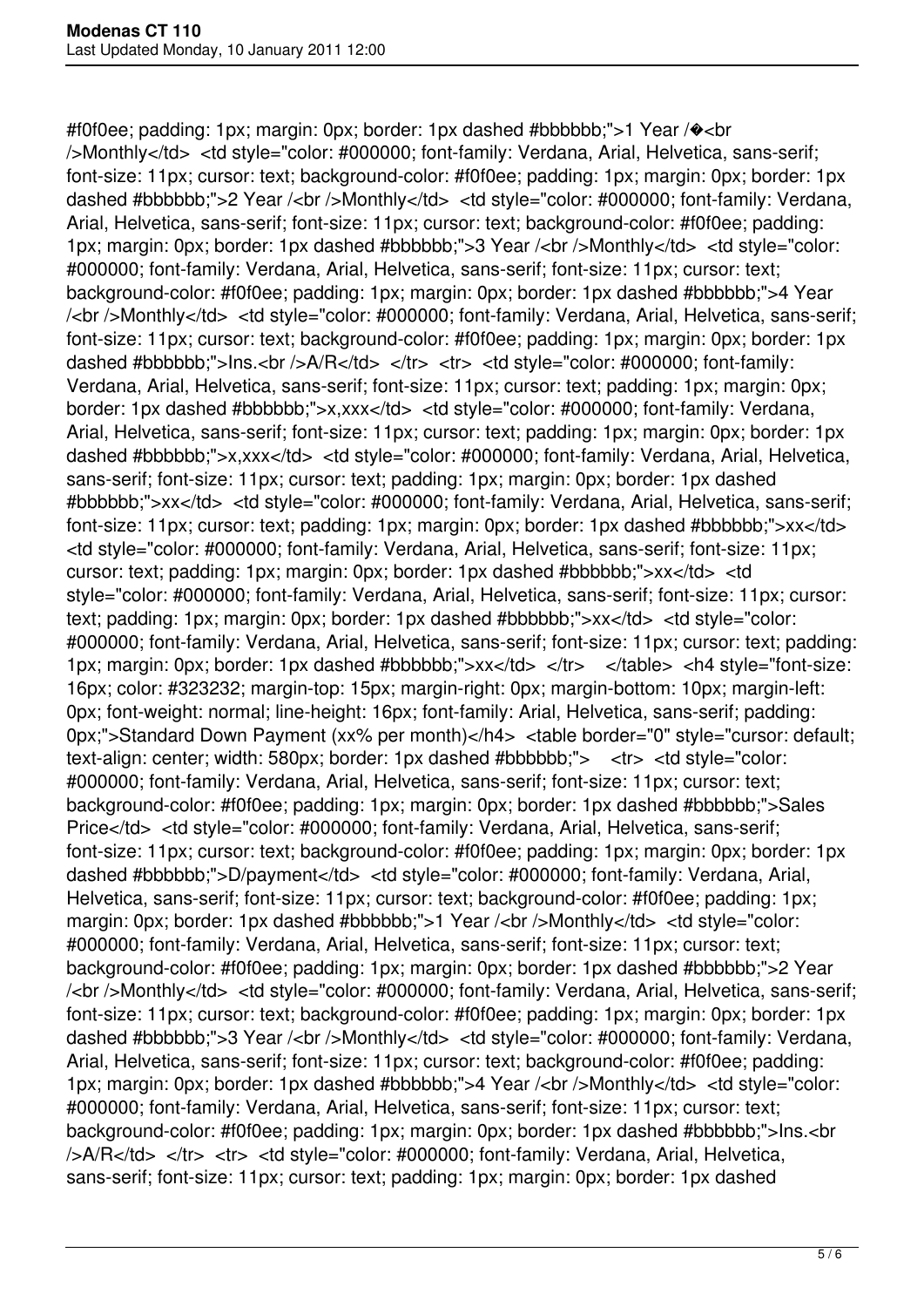#f0f0ee; padding: 1px; margin: 0px; border: 1px dashed #bbbbbb;">1 Year /�<br />Monthly</td> <td style="color: #000000; font-family: Verdana, Arial, Helvetica, sans-serif; font-size: 11px; cursor: text; background-color: #f0f0ee; padding: 1px; margin: 0px; border: 1px dashed #bbbbbb;">2 Year /<br />Monthly</td> <td style="color: #000000; font-family: Verdana, Arial, Helvetica, sans-serif; font-size: 11px; cursor: text; background-color: #f0f0ee; padding: 1px; margin: 0px; border: 1px dashed #bbbbbb;">3 Year /<br />Monthly</td> <td style="color: #000000; font-family: Verdana, Arial, Helvetica, sans-serif; font-size: 11px; cursor: text; background-color: #f0f0ee; padding: 1px; margin: 0px; border: 1px dashed #bbbbbb;">4 Year /<br />Monthly</td> <td style="color: #000000; font-family: Verdana, Arial, Helvetica, sans-serif; font-size: 11px; cursor: text; background-color: #f0f0ee; padding: 1px; margin: 0px; border: 1px dashed #bbbbbb;">Ins.<br />A/R</td> </tr> <tr> <td style="color: #000000; font-family: Verdana, Arial, Helvetica, sans-serif; font-size: 11px; cursor: text; padding: 1px; margin: 0px; border: 1px dashed #bbbbbb;">x,xxx</td> <td style="color: #000000; font-family: Verdana, Arial, Helvetica, sans-serif; font-size: 11px; cursor: text; padding: 1px; margin: 0px; border: 1px dashed #bbbbbb;">x,xxx</td> <td style="color: #000000; font-family: Verdana, Arial, Helvetica, sans-serif; font-size: 11px; cursor: text; padding: 1px; margin: 0px; border: 1px dashed #bbbbbb;">xx</td> <td style="color: #000000; font-family: Verdana, Arial, Helvetica, sans-serif; font-size: 11px; cursor: text; padding: 1px; margin: 0px; border: 1px dashed #bbbbbb;">xx</td> <td style="color: #000000; font-family: Verdana, Arial, Helvetica, sans-serif; font-size: 11px; cursor: text; padding: 1px; margin: 0px; border: 1px dashed #bbbbbb;">xx</td> <td style="color: #000000; font-family: Verdana, Arial, Helvetica, sans-serif; font-size: 11px; cursor: text; padding: 1px; margin: 0px; border: 1px dashed #bbbbbb;">xx</td> <td style="color: #000000; font-family: Verdana, Arial, Helvetica, sans-serif; font-size: 11px; cursor: text; padding: 1px; margin: 0px; border: 1px dashed #bbbbbb;">xx</td> </tr> </table> <h4 style="font-size: 16px; color: #323232; margin-top: 15px; margin-right: 0px; margin-bottom: 10px; margin-left: 0px; font-weight: normal; line-height: 16px; font-family: Arial, Helvetica, sans-serif; padding: 0px;">Standard Down Payment (xx% per month)</h4> <table border="0" style="cursor: default; text-align: center; width: 580px; border: 1px dashed #bbbbbb;"> <tr> <td style="color: #000000; font-family: Verdana, Arial, Helvetica, sans-serif; font-size: 11px; cursor: text; background-color: #f0f0ee; padding: 1px; margin: 0px; border: 1px dashed #bbbbbb;">Sales Price</td> <td style="color: #000000; font-family: Verdana, Arial, Helvetica, sans-serif; font-size: 11px; cursor: text; background-color: #f0f0ee; padding: 1px; margin: 0px; border: 1px dashed #bbbbbb;">D/payment</td> <td style="color: #000000; font-family: Verdana, Arial, Helvetica, sans-serif; font-size: 11px; cursor: text; background-color: #f0f0ee; padding: 1px; margin: 0px; border: 1px dashed #bbbbbb;">1 Year /<br />Monthly</td> <td style="color: #000000; font-family: Verdana, Arial, Helvetica, sans-serif; font-size: 11px; cursor: text; background-color: #f0f0ee; padding: 1px; margin: 0px; border: 1px dashed #bbbbbb;">2 Year /<br />Monthly</td> <td style="color: #000000; font-family: Verdana, Arial, Helvetica, sans-serif; font-size: 11px; cursor: text; background-color: #f0f0ee; padding: 1px; margin: 0px; border: 1px dashed #bbbbbb;">3 Year /<br />Monthly</td> <td style="color: #000000; font-family: Verdana, Arial, Helvetica, sans-serif; font-size: 11px; cursor: text; background-color: #f0f0ee; padding: 1px; margin: 0px; border: 1px dashed #bbbbbb;">4 Year /<br />Monthly</td> <td style="color: #000000; font-family: Verdana, Arial, Helvetica, sans-serif; font-size: 11px; cursor: text; background-color: #f0f0ee; padding: 1px; margin: 0px; border: 1px dashed #bbbbbb;">Ins.<br />A/R</td> </tr> <tr> <td style="color: #000000; font-family: Verdana, Arial, Helvetica, sans-serif; font-size: 11px; cursor: text; padding: 1px; margin: 0px; border: 1px dashed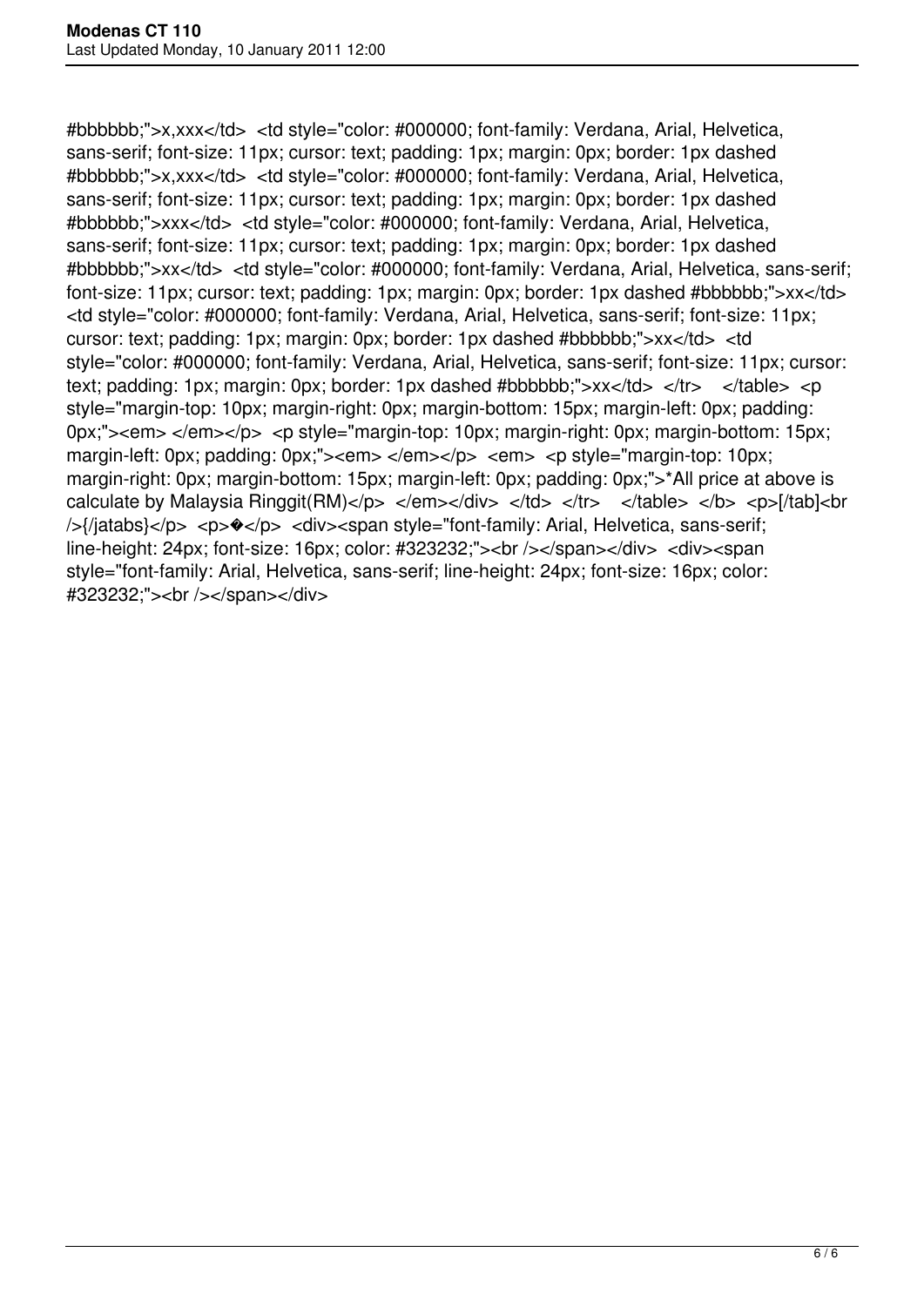#bbbbbb;">x,xxx</td> <td style="color: #000000; font-family: Verdana, Arial, Helvetica, sans-serif; font-size: 11px; cursor: text; padding: 1px; margin: 0px; border: 1px dashed #bbbbbb;">x,xxx</td> <td style="color: #000000; font-family: Verdana, Arial, Helvetica, sans-serif; font-size: 11px; cursor: text; padding: 1px; margin: 0px; border: 1px dashed #bbbbbb;">xxx</td> <td style="color: #000000; font-family: Verdana, Arial, Helvetica, sans-serif; font-size: 11px; cursor: text; padding: 1px; margin: 0px; border: 1px dashed #bbbbbb;">xx</td> <td style="color: #000000; font-family: Verdana, Arial, Helvetica, sans-serif; font-size: 11px; cursor: text; padding: 1px; margin: 0px; border: 1px dashed #bbbbbb;">xx</td> <td style="color: #000000; font-family: Verdana, Arial, Helvetica, sans-serif; font-size: 11px; cursor: text; padding: 1px; margin: 0px; border: 1px dashed #bbbbbb;">xx</td> <td style="color: #000000; font-family: Verdana, Arial, Helvetica, sans-serif; font-size: 11px; cursor: text; padding: 1px; margin: 0px; border: 1px dashed #bbbbbb;">xx</td> </tr> </table> <p style="margin-top: 10px; margin-right: 0px; margin-bottom: 15px; margin-left: 0px; padding: 0px;"><em> </em></p> <p style="margin-top: 10px; margin-right: 0px; margin-bottom: 15px; margin-left: 0px; padding: 0px;"><em> </em></p> <em> <p style="margin-top: 10px; margin-right: 0px; margin-bottom: 15px; margin-left: 0px; padding: 0px;">*All price at above is calculate by Malaysia Ringgit(RM)</p> </em></div> </td> </tr> </table> </b> <p>[/tab]<br />{/jatabs}</p> <p>�</p> <div><span style="font-family: Arial, Helvetica, sans-serif; line-height: 24px; font-size: 16px; color: #323232;"><br /></span></div> <div><span style="font-family: Arial, Helvetica, sans-serif; line-height: 24px; font-size: 16px; color: #323232;"><br /></span></div>